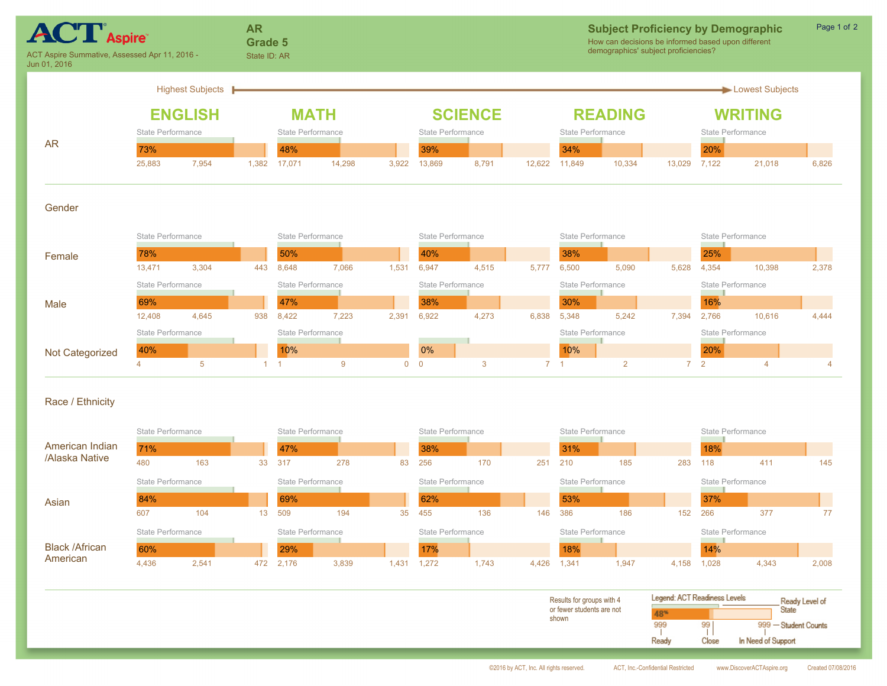# ACT Aspire

ACT Aspire Summative, Assessed Apr 11, 2016 - Jun 01, 2016

**AR**
**Grade 5**
State ID: AR

## Subject Proficiency by Demographic

How can decisions be informed based upon different demographics' subject proficiencies?

Highest Subjects → Lowest Subjects

| Group | ENGLISH | MATH | SCIENCE | READING | WRITING |
|---|---|---|---|---|---|
| **AR** | 73% (25,883 / 7,954 / 1,382) | 48% (17,071 / 14,298 / 3,922) | 39% (13,869 / 8,791 / 12,622) | 34% (11,849 / 10,334 / 13,029) | 20% (7,122 / 21,018 / 6,826) |
| **Gender** | | | | | |
| Female | 78% (13,471 / 3,304 / 443) | 50% (8,648 / 7,066 / 1,531) | 40% (6,947 / 4,515 / 5,777) | 38% (6,500 / 5,090 / 5,628) | 25% (4,354 / 10,398 / 2,378) |
| Male | 69% (12,408 / 4,645 / 938) | 47% (8,422 / 7,223 / 2,391) | 38% (6,922 / 4,273 / 6,838) | 30% (5,348 / 5,242 / 7,394) | 16% (2,766 / 10,616 / 4,444) |
| Not Categorized | 40% (4 / 5 / 1) | 10% (1 / 9 / 0) | 0% (0 / 3 / 7) | 10% (1 / 2 / 7) | 20% (2 / 4 / 4) |
| **Race / Ethnicity** | | | | | |
| American Indian /Alaska Native | 71% (480 / 163 / 33) | 47% (317 / 278 / 83) | 38% (256 / 170 / 251) | 31% (210 / 185 / 283) | 18% (118 / 411 / 145) |
| Asian | 84% (607 / 104 / 13) | 69% (509 / 194 / 35) | 62% (455 / 136 / 146) | 53% (386 / 186 / 152) | 37% (266 / 377 / 77) |
| Black /African American | 60% (4,436 / 2,541 / 472) | 29% (2,176 / 3,839 / 1,431) | 17% (1,272 / 1,743 / 4,426) | 18% (1,341 / 1,947 / 4,158) | 14% (1,028 / 4,343 / 2,008) |

Student counts shown as (Ready / Close / In Need of Support).

Results for groups with 4 or fewer students are not shown

Legend: ACT Readiness Levels — Ready Level of State; Student Counts: Ready, Close, In Need of Support

©2016 by ACT, Inc. All rights reserved. ACT, Inc.-Confidential Restricted www.DiscoverACTAspire.org Created 07/08/2016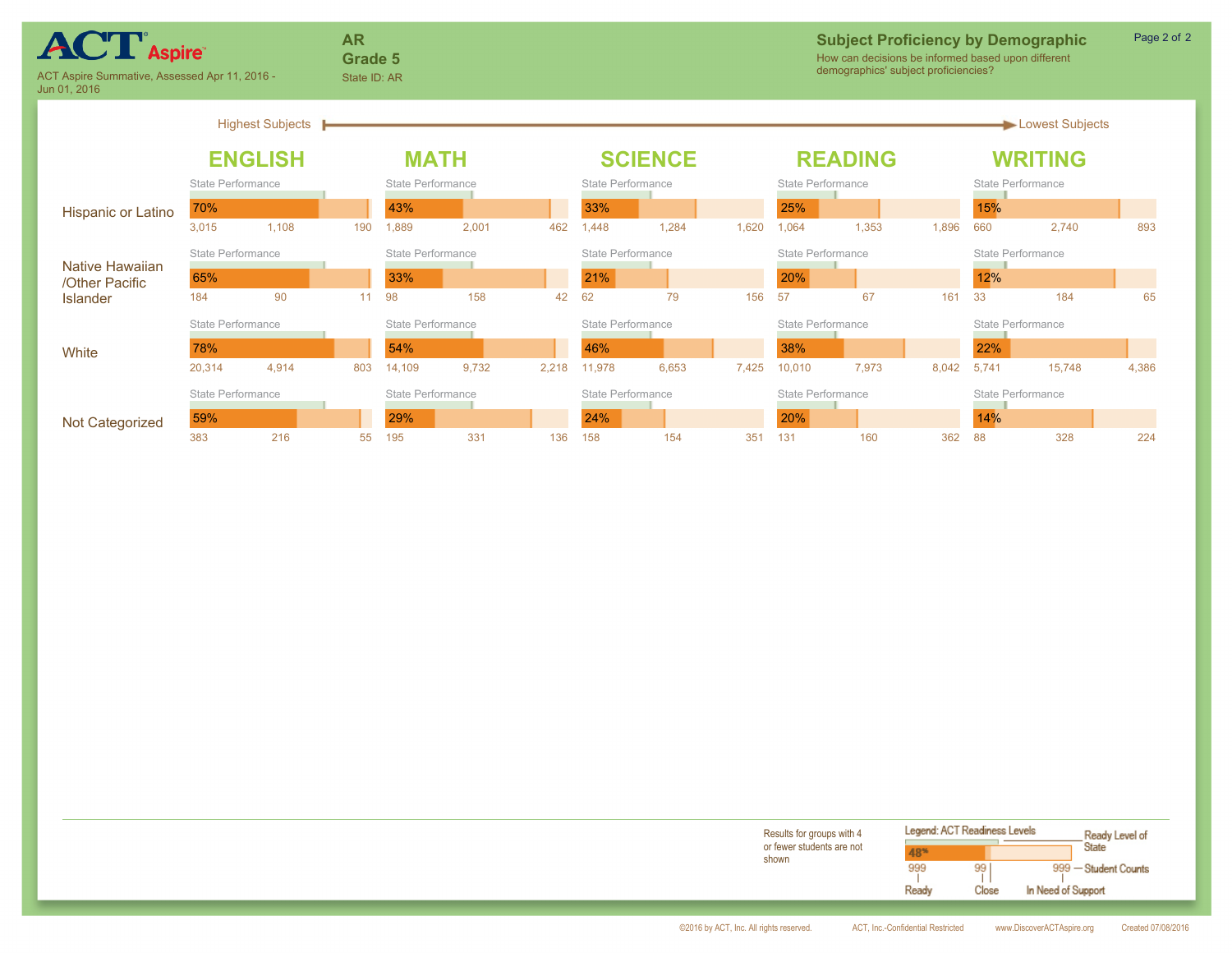ACT Aspire

ACT Aspire Summative, Assessed Apr 11, 2016 - Jun 01, 2016

AR
Grade 5
State ID: AR

## Subject Proficiency by Demographic

How can decisions be informed based upon different demographics' subject proficiencies?

Highest Subjects → Lowest Subjects

### ENGLISH | MATH | SCIENCE | READING | WRITING

**Hispanic or Latino**

State Performance
ENGLISH: 70% — 3,015 / 1,108 / 190
MATH: 43% — 1,889 / 2,001 / 462
SCIENCE: 33% — 1,448 / 1,284 / 1,620
READING: 25% — 1,064 / 1,353 / 1,896
WRITING: 15% — 660 / 2,740 / 893

**Native Hawaiian /Other Pacific Islander**

State Performance
ENGLISH: 65% — 184 / 90 / 11
MATH: 33% — 98 / 158 / 42
SCIENCE: 21% — 62 / 79 / 156
READING: 20% — 57 / 67 / 161
WRITING: 12% — 33 / 184 / 65

**White**

State Performance
ENGLISH: 78% — 20,314 / 4,914 / 803
MATH: 54% — 14,109 / 9,732 / 2,218
SCIENCE: 46% — 11,978 / 6,653 / 7,425
READING: 38% — 10,010 / 7,973 / 8,042
WRITING: 22% — 5,741 / 15,748 / 4,386

**Not Categorized**

State Performance
ENGLISH: 59% — 383 / 216 / 55
MATH: 29% — 195 / 331 / 136
SCIENCE: 24% — 158 / 154 / 351
READING: 20% — 131 / 160 / 362
WRITING: 14% — 88 / 328 / 224

Results for groups with 4 or fewer students are not shown

Legend: ACT Readiness Levels
48%
999 — Ready
99 — Close
999 — In Need of Support
Ready Level of State
Student Counts

©2016 by ACT, Inc. All rights reserved. ACT, Inc.-Confidential Restricted www.DiscoverACTAspire.org Created 07/08/2016